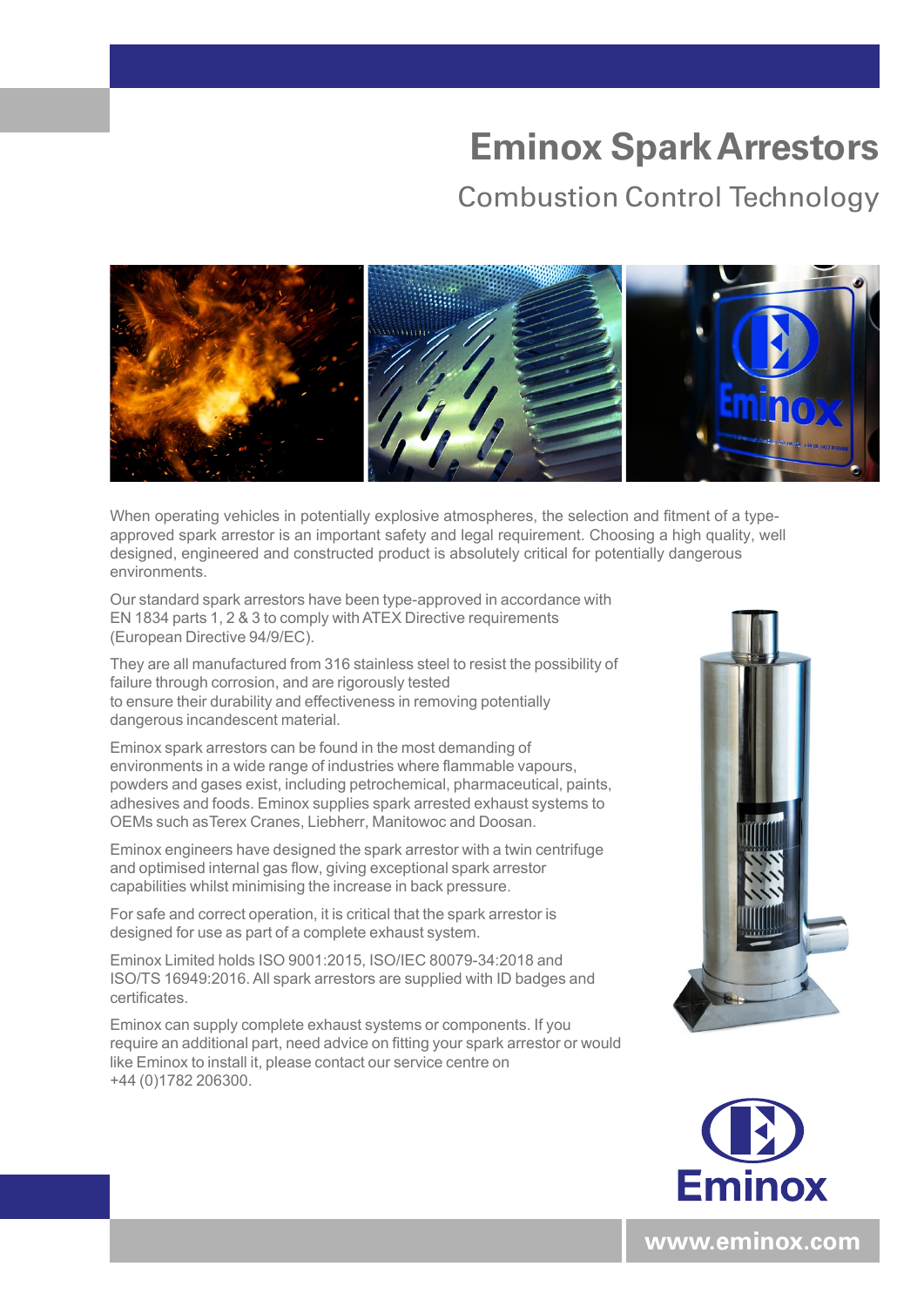# Eminox Spark Arrestors

## Combustion Control Technology

When operating vehicles in potentially explosive atmospheres, the selection and fitment of a type-approved spark arrestor is an important safety and legal requirement. Choosing a high quality, well designed, engineered and constructed product is absolutely critical for potentially dangerous environments.

Our standard spark arrestors have been type-approved in accordance with EN 1834 parts 1, 2 & 3 to comply with ATEX Directive requirements (European Directive 94/9/EC).

They are all manufactured from 316 stainless steel to resist the possibility of failure through corrosion, and are rigorously tested to ensure their durability and effectiveness in removing potentially dangerous incandescent material.

Eminox spark arrestors can be found in the most demanding of environments in a wide range of industries where flammable vapours, powders and gases exist, including petrochemical, pharmaceutical, paints, adhesives and foods. Eminox supplies spark arrested exhaust systems to OEMs such as Terex Cranes, Liebherr, Manitowoc and Doosan.

Eminox engineers have designed the spark arrestor with a twin centrifuge and optimised internal gas flow, giving exceptional spark arrestor capabilities whilst minimising the increase in back pressure.

For safe and correct operation, it is critical that the spark arrestor is designed for use as part of a complete exhaust system.

Eminox Limited holds ISO 9001:2015, ISO/IEC 80079-34:2018 and ISO/TS 16949:2016. All spark arrestors are supplied with ID badges and certificates.

Eminox can supply complete exhaust systems or components. If you require an additional part, need advice on fitting your spark arrestor or would like Eminox to install it, please contact our service centre on +44 (0)1782 206300.

Eminox

www.eminox.com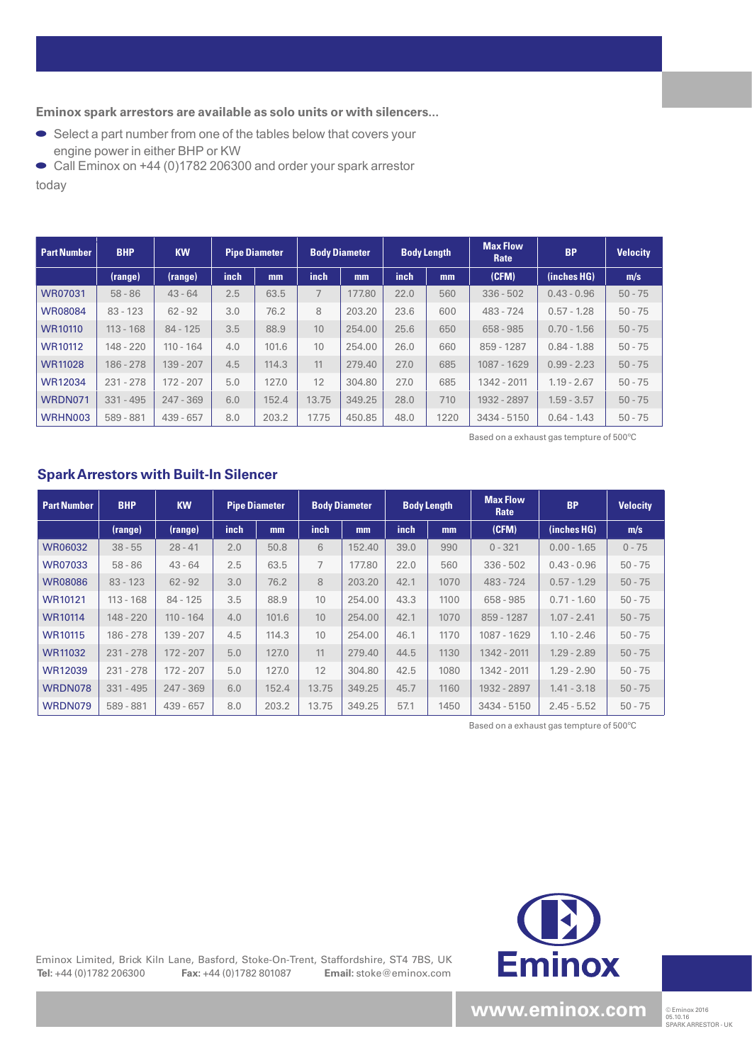**Eminox spark arrestors are available as solo units or with silencers...**

- Select a part number from one of the tables below that covers your engine power in either BHP or KW
- Call Eminox on +44 (0)1782 206300 and order your spark arrestor today

| Part Number | BHP | KW | Pipe Diameter | | Body Diameter | | Body Length | | Max Flow Rate | BP | Velocity |
|---|---|---|---|---|---|---|---|---|---|---|---|
| | (range) | (range) | inch | mm | inch | mm | inch | mm | (CFM) | (inches HG) | m/s |
| WR07031 | 58 - 86 | 43 - 64 | 2.5 | 63.5 | 7 | 177.80 | 22.0 | 560 | 336 - 502 | 0.43 - 0.96 | 50 - 75 |
| WR08084 | 83 - 123 | 62 - 92 | 3.0 | 76.2 | 8 | 203.20 | 23.6 | 600 | 483 - 724 | 0.57 - 1.28 | 50 - 75 |
| WR10110 | 113 - 168 | 84 - 125 | 3.5 | 88.9 | 10 | 254.00 | 25.6 | 650 | 658 - 985 | 0.70 - 1.56 | 50 - 75 |
| WR10112 | 148 - 220 | 110 - 164 | 4.0 | 101.6 | 10 | 254.00 | 26.0 | 660 | 859 - 1287 | 0.84 - 1.88 | 50 - 75 |
| WR11028 | 186 - 278 | 139 - 207 | 4.5 | 114.3 | 11 | 279.40 | 27.0 | 685 | 1087 - 1629 | 0.99 - 2.23 | 50 - 75 |
| WR12034 | 231 - 278 | 172 - 207 | 5.0 | 127.0 | 12 | 304.80 | 27.0 | 685 | 1342 - 2011 | 1.19 - 2.67 | 50 - 75 |
| WRDN071 | 331 - 495 | 247 - 369 | 6.0 | 152.4 | 13.75 | 349.25 | 28.0 | 710 | 1932 - 2897 | 1.59 - 3.57 | 50 - 75 |
| WRHN003 | 589 - 881 | 439 - 657 | 8.0 | 203.2 | 17.75 | 450.85 | 48.0 | 1220 | 3434 - 5150 | 0.64 - 1.43 | 50 - 75 |

Based on a exhaust gas tempture of 500°C

## Spark Arrestors with Built-In Silencer

| Part Number | BHP | KW | Pipe Diameter | | Body Diameter | | Body Length | | Max Flow Rate | BP | Velocity |
|---|---|---|---|---|---|---|---|---|---|---|---|
| | (range) | (range) | inch | mm | inch | mm | inch | mm | (CFM) | (inches HG) | m/s |
| WR06032 | 38 - 55 | 28 - 41 | 2.0 | 50.8 | 6 | 152.40 | 39.0 | 990 | 0 - 321 | 0.00 - 1.65 | 0 - 75 |
| WR07033 | 58 - 86 | 43 - 64 | 2.5 | 63.5 | 7 | 177.80 | 22.0 | 560 | 336 - 502 | 0.43 - 0.96 | 50 - 75 |
| WR08086 | 83 - 123 | 62 - 92 | 3.0 | 76.2 | 8 | 203.20 | 42.1 | 1070 | 483 - 724 | 0.57 - 1.29 | 50 - 75 |
| WR10121 | 113 - 168 | 84 - 125 | 3.5 | 88.9 | 10 | 254.00 | 43.3 | 1100 | 658 - 985 | 0.71 - 1.60 | 50 - 75 |
| WR10114 | 148 - 220 | 110 - 164 | 4.0 | 101.6 | 10 | 254.00 | 42.1 | 1070 | 859 - 1287 | 1.07 - 2.41 | 50 - 75 |
| WR10115 | 186 - 278 | 139 - 207 | 4.5 | 114.3 | 10 | 254.00 | 46.1 | 1170 | 1087 - 1629 | 1.10 - 2.46 | 50 - 75 |
| WR11032 | 231 - 278 | 172 - 207 | 5.0 | 127.0 | 11 | 279.40 | 44.5 | 1130 | 1342 - 2011 | 1.29 - 2.89 | 50 - 75 |
| WR12039 | 231 - 278 | 172 - 207 | 5.0 | 127.0 | 12 | 304.80 | 42.5 | 1080 | 1342 - 2011 | 1.29 - 2.90 | 50 - 75 |
| WRDN078 | 331 - 495 | 247 - 369 | 6.0 | 152.4 | 13.75 | 349.25 | 45.7 | 1160 | 1932 - 2897 | 1.41 - 3.18 | 50 - 75 |
| WRDN079 | 589 - 881 | 439 - 657 | 8.0 | 203.2 | 13.75 | 349.25 | 57.1 | 1450 | 3434 - 5150 | 2.45 - 5.52 | 50 - 75 |

Based on a exhaust gas tempture of 500°C

Eminox Limited, Brick Kiln Lane, Basford, Stoke-On-Trent, Staffordshire, ST4 7BS, UK
**Tel:** +44 (0)1782 206300 **Fax:** +44 (0)1782 801087 **Email:** stoke@eminox.com

Eminox

**www.eminox.com**

© Eminox 2016
05.10.16
SPARK ARRESTOR - UK